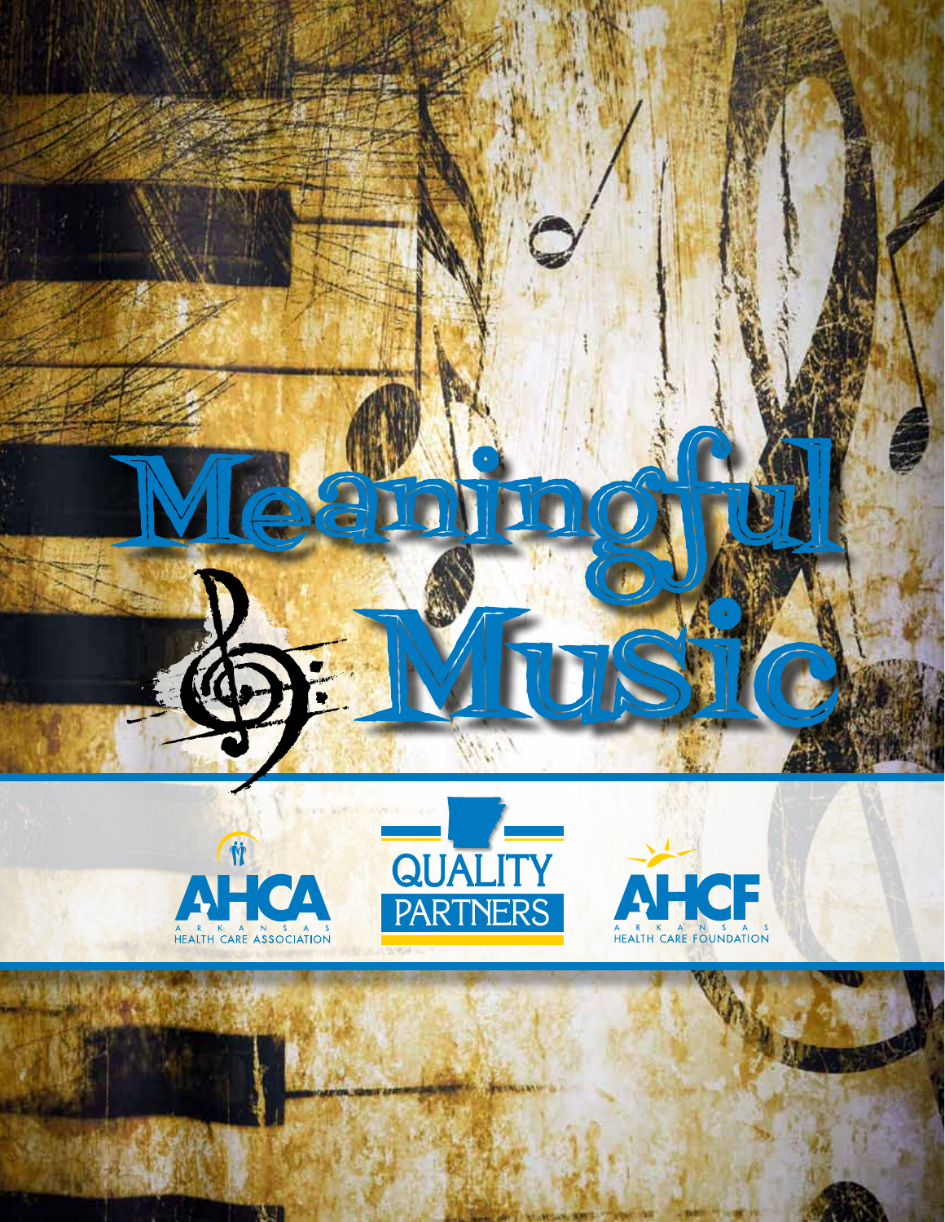# Meaningful Music

AHCA
ARKANSAS HEALTH CARE ASSOCIATION

QUALITY PARTNERS

AHCF
ARKANSAS HEALTH CARE FOUNDATION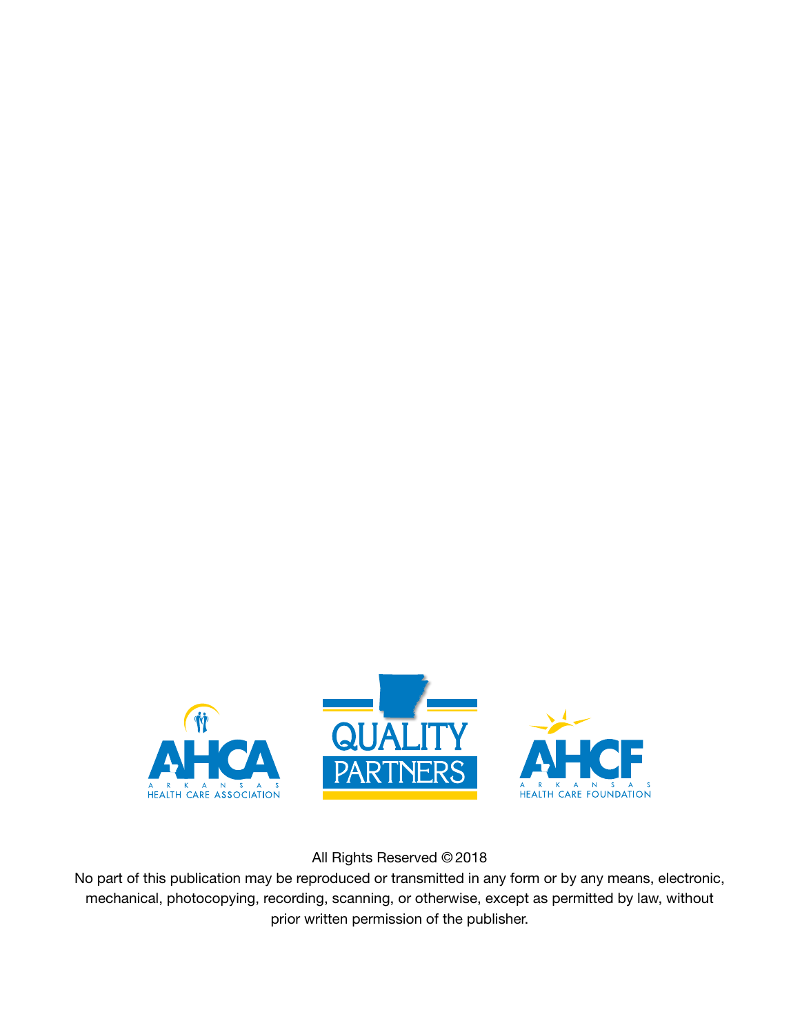ARKANSAS HEALTH CARE ASSOCIATION

QUALITY PARTNERS

ARKANSAS HEALTH CARE FOUNDATION

All Rights Reserved © 2018

No part of this publication may be reproduced or transmitted in any form or by any means, electronic, mechanical, photocopying, recording, scanning, or otherwise, except as permitted by law, without prior written permission of the publisher.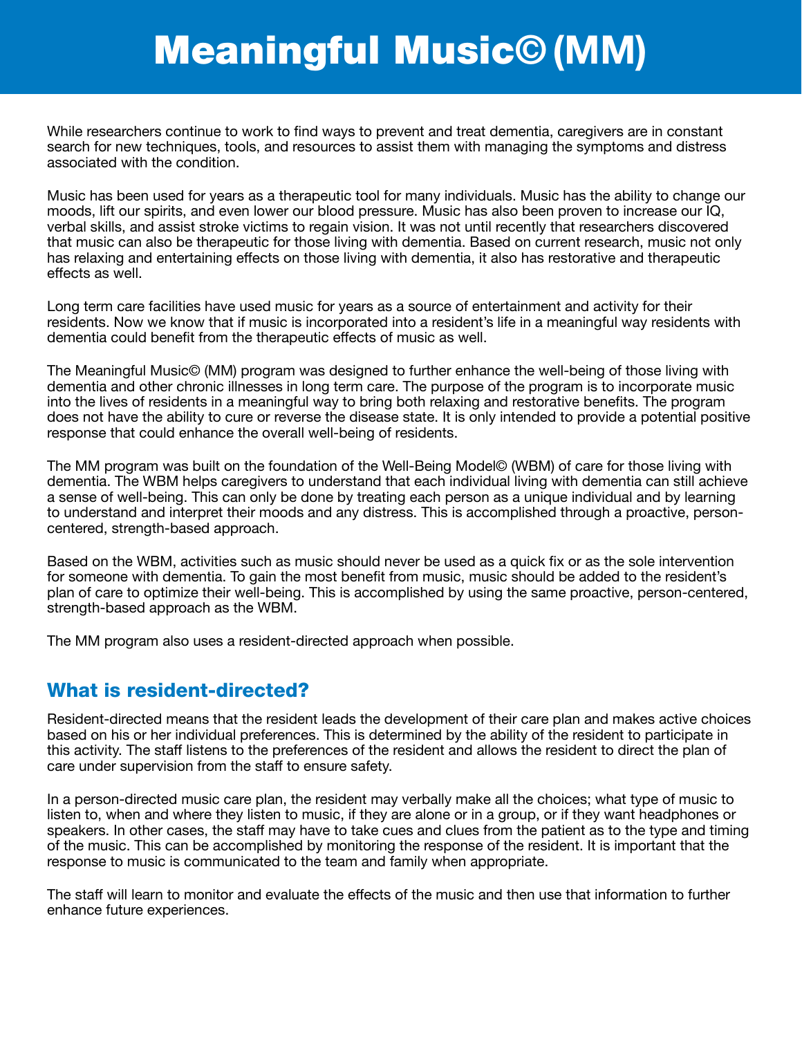# Meaningful Music© (MM)

While researchers continue to work to find ways to prevent and treat dementia, caregivers are in constant search for new techniques, tools, and resources to assist them with managing the symptoms and distress associated with the condition.

Music has been used for years as a therapeutic tool for many individuals. Music has the ability to change our moods, lift our spirits, and even lower our blood pressure. Music has also been proven to increase our IQ, verbal skills, and assist stroke victims to regain vision. It was not until recently that researchers discovered that music can also be therapeutic for those living with dementia. Based on current research, music not only has relaxing and entertaining effects on those living with dementia, it also has restorative and therapeutic effects as well.

Long term care facilities have used music for years as a source of entertainment and activity for their residents. Now we know that if music is incorporated into a resident's life in a meaningful way residents with dementia could benefit from the therapeutic effects of music as well.

The Meaningful Music© (MM) program was designed to further enhance the well-being of those living with dementia and other chronic illnesses in long term care. The purpose of the program is to incorporate music into the lives of residents in a meaningful way to bring both relaxing and restorative benefits. The program does not have the ability to cure or reverse the disease state. It is only intended to provide a potential positive response that could enhance the overall well-being of residents.

The MM program was built on the foundation of the Well-Being Model© (WBM) of care for those living with dementia. The WBM helps caregivers to understand that each individual living with dementia can still achieve a sense of well-being. This can only be done by treating each person as a unique individual and by learning to understand and interpret their moods and any distress. This is accomplished through a proactive, person-centered, strength-based approach.

Based on the WBM, activities such as music should never be used as a quick fix or as the sole intervention for someone with dementia. To gain the most benefit from music, music should be added to the resident's plan of care to optimize their well-being. This is accomplished by using the same proactive, person-centered, strength-based approach as the WBM.

The MM program also uses a resident-directed approach when possible.

## What is resident-directed?

Resident-directed means that the resident leads the development of their care plan and makes active choices based on his or her individual preferences. This is determined by the ability of the resident to participate in this activity. The staff listens to the preferences of the resident and allows the resident to direct the plan of care under supervision from the staff to ensure safety.

In a person-directed music care plan, the resident may verbally make all the choices; what type of music to listen to, when and where they listen to music, if they are alone or in a group, or if they want headphones or speakers. In other cases, the staff may have to take cues and clues from the patient as to the type and timing of the music. This can be accomplished by monitoring the response of the resident. It is important that the response to music is communicated to the team and family when appropriate.

The staff will learn to monitor and evaluate the effects of the music and then use that information to further enhance future experiences.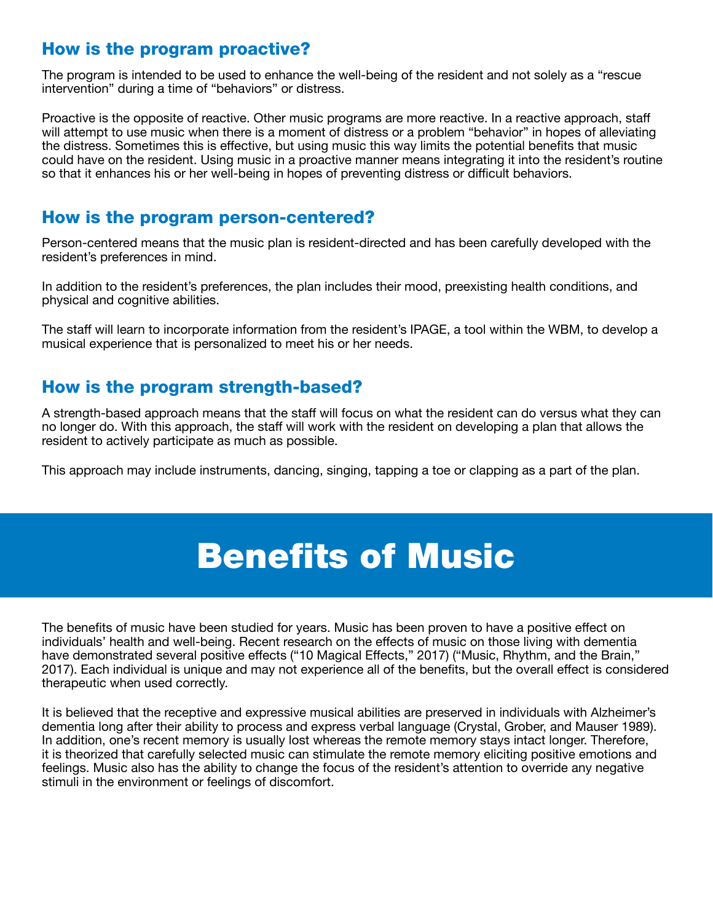## How is the program proactive?

The program is intended to be used to enhance the well-being of the resident and not solely as a "rescue intervention" during a time of "behaviors" or distress.

Proactive is the opposite of reactive. Other music programs are more reactive. In a reactive approach, staff will attempt to use music when there is a moment of distress or a problem "behavior" in hopes of alleviating the distress. Sometimes this is effective, but using music this way limits the potential benefits that music could have on the resident. Using music in a proactive manner means integrating it into the resident's routine so that it enhances his or her well-being in hopes of preventing distress or difficult behaviors.

## How is the program person-centered?

Person-centered means that the music plan is resident-directed and has been carefully developed with the resident's preferences in mind.

In addition to the resident's preferences, the plan includes their mood, preexisting health conditions, and physical and cognitive abilities.

The staff will learn to incorporate information from the resident's IPAGE, a tool within the WBM, to develop a musical experience that is personalized to meet his or her needs.

## How is the program strength-based?

A strength-based approach means that the staff will focus on what the resident can do versus what they can no longer do. With this approach, the staff will work with the resident on developing a plan that allows the resident to actively participate as much as possible.

This approach may include instruments, dancing, singing, tapping a toe or clapping as a part of the plan.

# Benefits of Music

The benefits of music have been studied for years. Music has been proven to have a positive effect on individuals' health and well-being. Recent research on the effects of music on those living with dementia have demonstrated several positive effects ("10 Magical Effects," 2017) ("Music, Rhythm, and the Brain," 2017). Each individual is unique and may not experience all of the benefits, but the overall effect is considered therapeutic when used correctly.

It is believed that the receptive and expressive musical abilities are preserved in individuals with Alzheimer's dementia long after their ability to process and express verbal language (Crystal, Grober, and Mauser 1989). In addition, one's recent memory is usually lost whereas the remote memory stays intact longer. Therefore, it is theorized that carefully selected music can stimulate the remote memory eliciting positive emotions and feelings. Music also has the ability to change the focus of the resident's attention to override any negative stimuli in the environment or feelings of discomfort.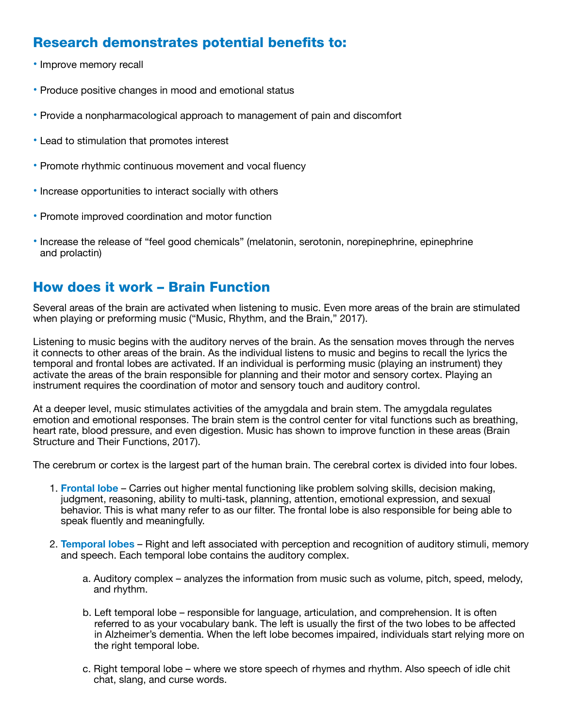## Research demonstrates potential benefits to:

- Improve memory recall
- Produce positive changes in mood and emotional status
- Provide a nonpharmacological approach to management of pain and discomfort
- Lead to stimulation that promotes interest
- Promote rhythmic continuous movement and vocal fluency
- Increase opportunities to interact socially with others
- Promote improved coordination and motor function
- Increase the release of "feel good chemicals" (melatonin, serotonin, norepinephrine, epinephrine and prolactin)

## How does it work – Brain Function

Several areas of the brain are activated when listening to music. Even more areas of the brain are stimulated when playing or preforming music ("Music, Rhythm, and the Brain," 2017).

Listening to music begins with the auditory nerves of the brain. As the sensation moves through the nerves it connects to other areas of the brain. As the individual listens to music and begins to recall the lyrics the temporal and frontal lobes are activated. If an individual is performing music (playing an instrument) they activate the areas of the brain responsible for planning and their motor and sensory cortex. Playing an instrument requires the coordination of motor and sensory touch and auditory control.

At a deeper level, music stimulates activities of the amygdala and brain stem. The amygdala regulates emotion and emotional responses. The brain stem is the control center for vital functions such as breathing, heart rate, blood pressure, and even digestion. Music has shown to improve function in these areas (Brain Structure and Their Functions, 2017).

The cerebrum or cortex is the largest part of the human brain. The cerebral cortex is divided into four lobes.

1. **Frontal lobe** – Carries out higher mental functioning like problem solving skills, decision making, judgment, reasoning, ability to multi-task, planning, attention, emotional expression, and sexual behavior. This is what many refer to as our filter. The frontal lobe is also responsible for being able to speak fluently and meaningfully.

2. **Temporal lobes** – Right and left associated with perception and recognition of auditory stimuli, memory and speech. Each temporal lobe contains the auditory complex.

   a. Auditory complex – analyzes the information from music such as volume, pitch, speed, melody, and rhythm.

   b. Left temporal lobe – responsible for language, articulation, and comprehension. It is often referred to as your vocabulary bank. The left is usually the first of the two lobes to be affected in Alzheimer's dementia. When the left lobe becomes impaired, individuals start relying more on the right temporal lobe.

   c. Right temporal lobe – where we store speech of rhymes and rhythm. Also speech of idle chit chat, slang, and curse words.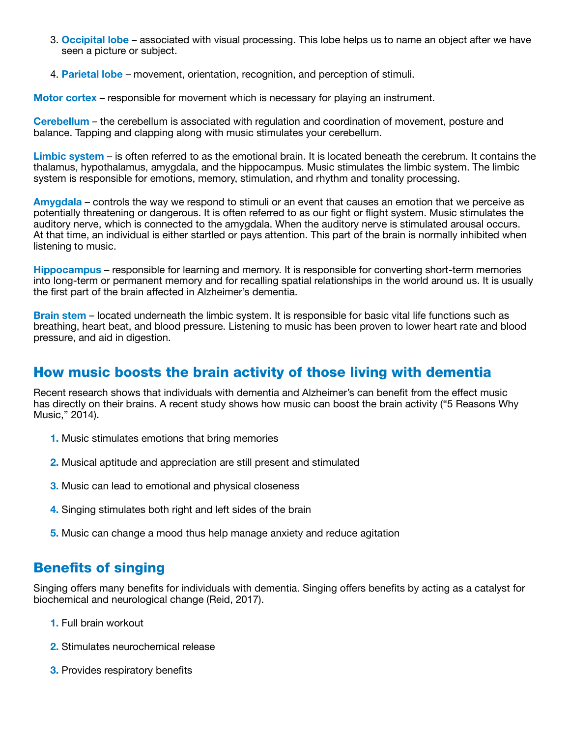3. **Occipital lobe** – associated with visual processing. This lobe helps us to name an object after we have seen a picture or subject.

4. **Parietal lobe** – movement, orientation, recognition, and perception of stimuli.

**Motor cortex** – responsible for movement which is necessary for playing an instrument.

**Cerebellum** – the cerebellum is associated with regulation and coordination of movement, posture and balance. Tapping and clapping along with music stimulates your cerebellum.

**Limbic system** – is often referred to as the emotional brain. It is located beneath the cerebrum. It contains the thalamus, hypothalamus, amygdala, and the hippocampus. Music stimulates the limbic system. The limbic system is responsible for emotions, memory, stimulation, and rhythm and tonality processing.

**Amygdala** – controls the way we respond to stimuli or an event that causes an emotion that we perceive as potentially threatening or dangerous. It is often referred to as our fight or flight system. Music stimulates the auditory nerve, which is connected to the amygdala. When the auditory nerve is stimulated arousal occurs. At that time, an individual is either startled or pays attention. This part of the brain is normally inhibited when listening to music.

**Hippocampus** – responsible for learning and memory. It is responsible for converting short-term memories into long-term or permanent memory and for recalling spatial relationships in the world around us. It is usually the first part of the brain affected in Alzheimer's dementia.

**Brain stem** – located underneath the limbic system. It is responsible for basic vital life functions such as breathing, heart beat, and blood pressure. Listening to music has been proven to lower heart rate and blood pressure, and aid in digestion.

## How music boosts the brain activity of those living with dementia

Recent research shows that individuals with dementia and Alzheimer's can benefit from the effect music has directly on their brains. A recent study shows how music can boost the brain activity ("5 Reasons Why Music," 2014).

1. Music stimulates emotions that bring memories
2. Musical aptitude and appreciation are still present and stimulated
3. Music can lead to emotional and physical closeness
4. Singing stimulates both right and left sides of the brain
5. Music can change a mood thus help manage anxiety and reduce agitation

## Benefits of singing

Singing offers many benefits for individuals with dementia. Singing offers benefits by acting as a catalyst for biochemical and neurological change (Reid, 2017).

1. Full brain workout
2. Stimulates neurochemical release
3. Provides respiratory benefits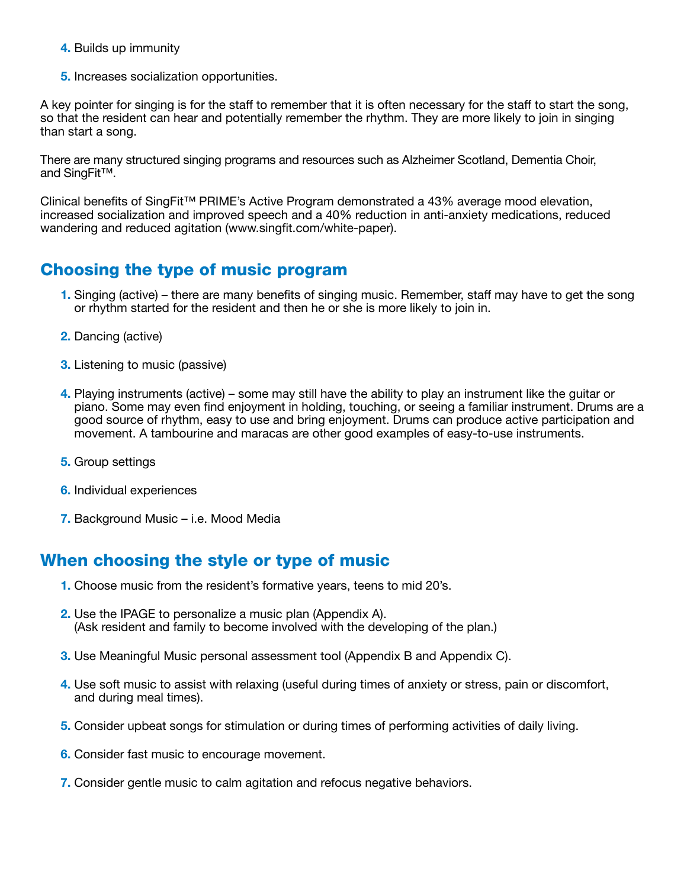4. Builds up immunity

5. Increases socialization opportunities.

A key pointer for singing is for the staff to remember that it is often necessary for the staff to start the song, so that the resident can hear and potentially remember the rhythm. They are more likely to join in singing than start a song.

There are many structured singing programs and resources such as Alzheimer Scotland, Dementia Choir, and SingFit™.

Clinical benefits of SingFit™ PRIME's Active Program demonstrated a 43% average mood elevation, increased socialization and improved speech and a 40% reduction in anti-anxiety medications, reduced wandering and reduced agitation (www.singfit.com/white-paper).

## Choosing the type of music program

1. Singing (active) – there are many benefits of singing music. Remember, staff may have to get the song or rhythm started for the resident and then he or she is more likely to join in.

2. Dancing (active)

3. Listening to music (passive)

4. Playing instruments (active) – some may still have the ability to play an instrument like the guitar or piano. Some may even find enjoyment in holding, touching, or seeing a familiar instrument. Drums are a good source of rhythm, easy to use and bring enjoyment. Drums can produce active participation and movement. A tambourine and maracas are other good examples of easy-to-use instruments.

5. Group settings

6. Individual experiences

7. Background Music – i.e. Mood Media

## When choosing the style or type of music

1. Choose music from the resident's formative years, teens to mid 20's.

2. Use the IPAGE to personalize a music plan (Appendix A).
   (Ask resident and family to become involved with the developing of the plan.)

3. Use Meaningful Music personal assessment tool (Appendix B and Appendix C).

4. Use soft music to assist with relaxing (useful during times of anxiety or stress, pain or discomfort, and during meal times).

5. Consider upbeat songs for stimulation or during times of performing activities of daily living.

6. Consider fast music to encourage movement.

7. Consider gentle music to calm agitation and refocus negative behaviors.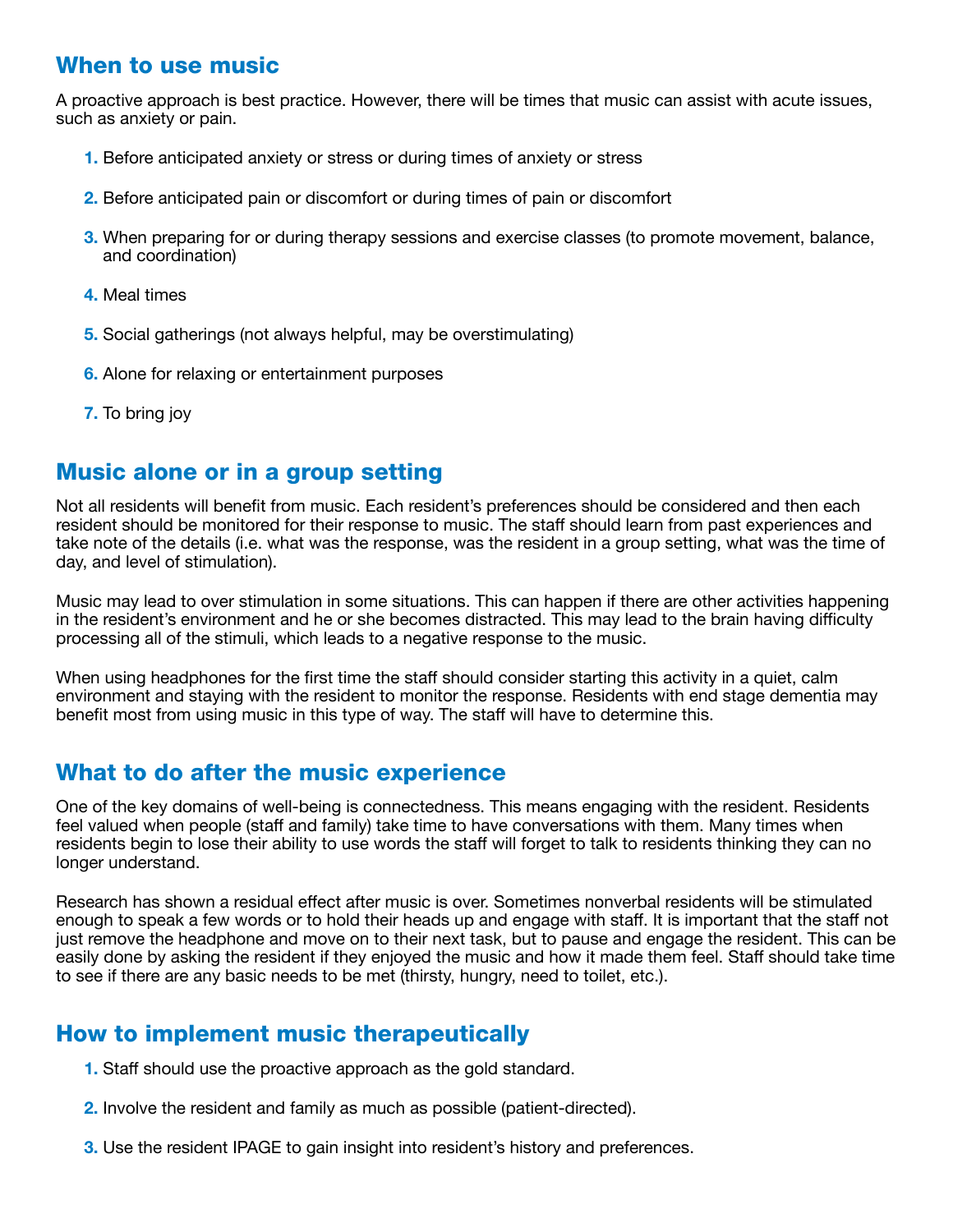## When to use music

A proactive approach is best practice. However, there will be times that music can assist with acute issues, such as anxiety or pain.

1. Before anticipated anxiety or stress or during times of anxiety or stress
2. Before anticipated pain or discomfort or during times of pain or discomfort
3. When preparing for or during therapy sessions and exercise classes (to promote movement, balance, and coordination)
4. Meal times
5. Social gatherings (not always helpful, may be overstimulating)
6. Alone for relaxing or entertainment purposes
7. To bring joy

## Music alone or in a group setting

Not all residents will benefit from music. Each resident's preferences should be considered and then each resident should be monitored for their response to music. The staff should learn from past experiences and take note of the details (i.e. what was the response, was the resident in a group setting, what was the time of day, and level of stimulation).

Music may lead to over stimulation in some situations. This can happen if there are other activities happening in the resident's environment and he or she becomes distracted. This may lead to the brain having difficulty processing all of the stimuli, which leads to a negative response to the music.

When using headphones for the first time the staff should consider starting this activity in a quiet, calm environment and staying with the resident to monitor the response. Residents with end stage dementia may benefit most from using music in this type of way. The staff will have to determine this.

## What to do after the music experience

One of the key domains of well-being is connectedness. This means engaging with the resident. Residents feel valued when people (staff and family) take time to have conversations with them. Many times when residents begin to lose their ability to use words the staff will forget to talk to residents thinking they can no longer understand.

Research has shown a residual effect after music is over. Sometimes nonverbal residents will be stimulated enough to speak a few words or to hold their heads up and engage with staff. It is important that the staff not just remove the headphone and move on to their next task, but to pause and engage the resident. This can be easily done by asking the resident if they enjoyed the music and how it made them feel. Staff should take time to see if there are any basic needs to be met (thirsty, hungry, need to toilet, etc.).

## How to implement music therapeutically

1. Staff should use the proactive approach as the gold standard.
2. Involve the resident and family as much as possible (patient-directed).
3. Use the resident IPAGE to gain insight into resident's history and preferences.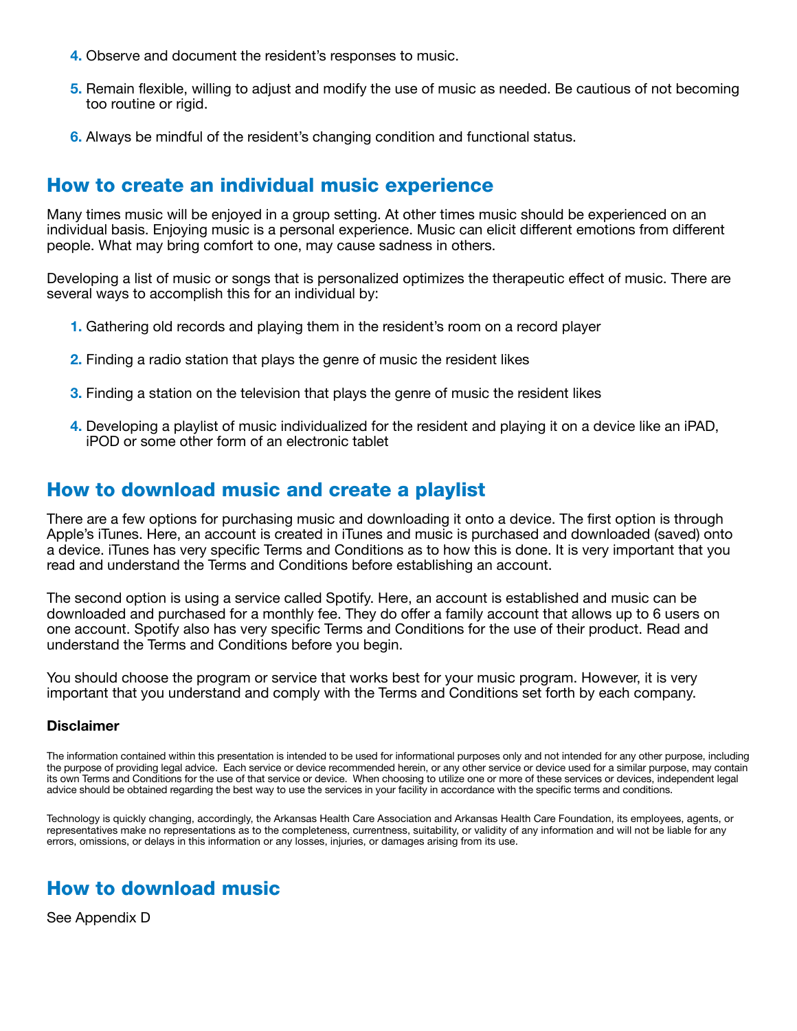4. Observe and document the resident's responses to music.

5. Remain flexible, willing to adjust and modify the use of music as needed. Be cautious of not becoming too routine or rigid.

6. Always be mindful of the resident's changing condition and functional status.

## How to create an individual music experience

Many times music will be enjoyed in a group setting. At other times music should be experienced on an individual basis. Enjoying music is a personal experience. Music can elicit different emotions from different people. What may bring comfort to one, may cause sadness in others.

Developing a list of music or songs that is personalized optimizes the therapeutic effect of music. There are several ways to accomplish this for an individual by:

1. Gathering old records and playing them in the resident's room on a record player

2. Finding a radio station that plays the genre of music the resident likes

3. Finding a station on the television that plays the genre of music the resident likes

4. Developing a playlist of music individualized for the resident and playing it on a device like an iPAD, iPOD or some other form of an electronic tablet

## How to download music and create a playlist

There are a few options for purchasing music and downloading it onto a device. The first option is through Apple's iTunes. Here, an account is created in iTunes and music is purchased and downloaded (saved) onto a device. iTunes has very specific Terms and Conditions as to how this is done. It is very important that you read and understand the Terms and Conditions before establishing an account.

The second option is using a service called Spotify. Here, an account is established and music can be downloaded and purchased for a monthly fee. They do offer a family account that allows up to 6 users on one account. Spotify also has very specific Terms and Conditions for the use of their product. Read and understand the Terms and Conditions before you begin.

You should choose the program or service that works best for your music program. However, it is very important that you understand and comply with the Terms and Conditions set forth by each company.

#### Disclaimer

The information contained within this presentation is intended to be used for informational purposes only and not intended for any other purpose, including the purpose of providing legal advice. Each service or device recommended herein, or any other service or device used for a similar purpose, may contain its own Terms and Conditions for the use of that service or device. When choosing to utilize one or more of these services or devices, independent legal advice should be obtained regarding the best way to use the services in your facility in accordance with the specific terms and conditions.

Technology is quickly changing, accordingly, the Arkansas Health Care Association and Arkansas Health Care Foundation, its employees, agents, or representatives make no representations as to the completeness, currentness, suitability, or validity of any information and will not be liable for any errors, omissions, or delays in this information or any losses, injuries, or damages arising from its use.

## How to download music

See Appendix D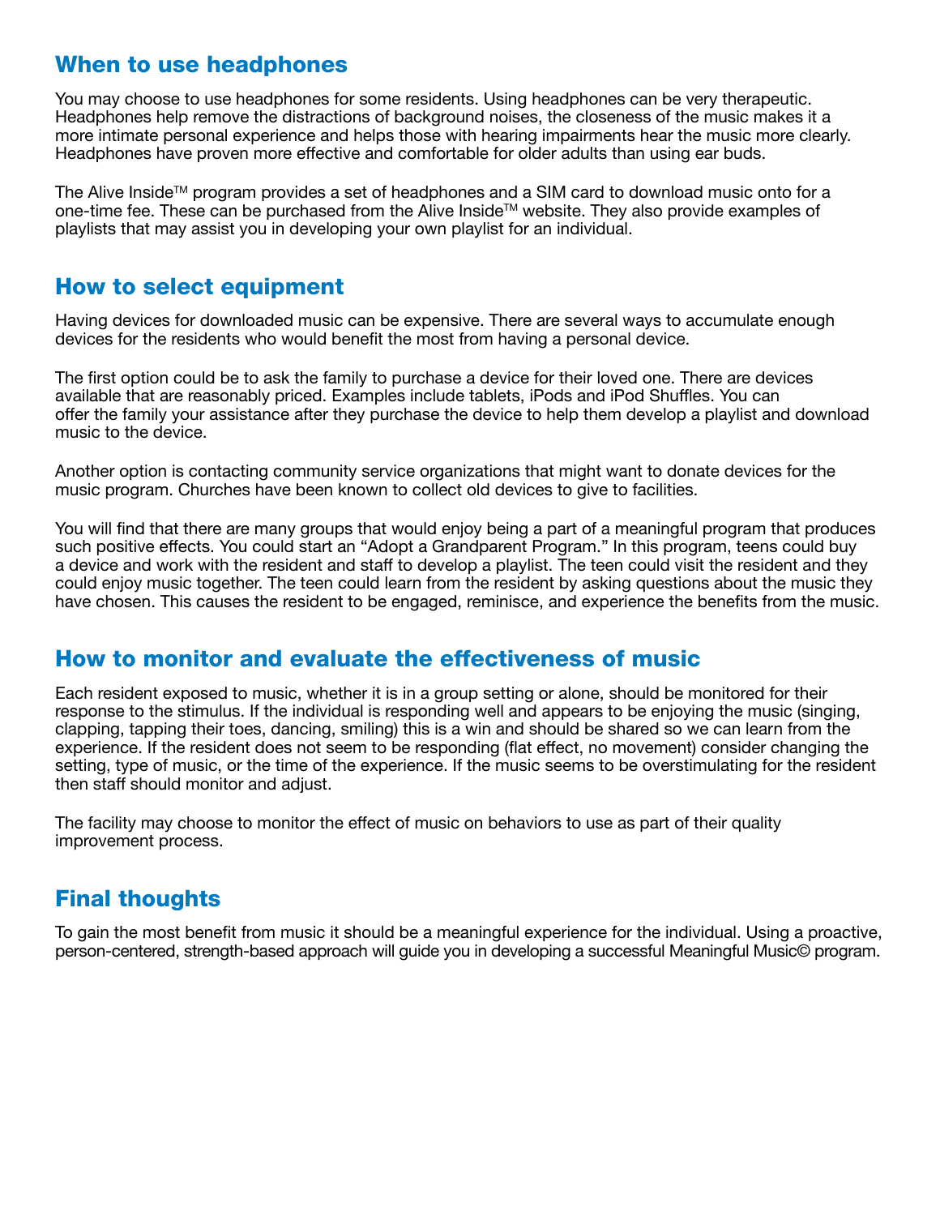## When to use headphones

You may choose to use headphones for some residents. Using headphones can be very therapeutic. Headphones help remove the distractions of background noises, the closeness of the music makes it a more intimate personal experience and helps those with hearing impairments hear the music more clearly. Headphones have proven more effective and comfortable for older adults than using ear buds.

The Alive Inside™ program provides a set of headphones and a SIM card to download music onto for a one-time fee. These can be purchased from the Alive Inside™ website. They also provide examples of playlists that may assist you in developing your own playlist for an individual.

## How to select equipment

Having devices for downloaded music can be expensive. There are several ways to accumulate enough devices for the residents who would benefit the most from having a personal device.

The first option could be to ask the family to purchase a device for their loved one. There are devices available that are reasonably priced. Examples include tablets, iPods and iPod Shuffles. You can offer the family your assistance after they purchase the device to help them develop a playlist and download music to the device.

Another option is contacting community service organizations that might want to donate devices for the music program. Churches have been known to collect old devices to give to facilities.

You will find that there are many groups that would enjoy being a part of a meaningful program that produces such positive effects. You could start an "Adopt a Grandparent Program." In this program, teens could buy a device and work with the resident and staff to develop a playlist. The teen could visit the resident and they could enjoy music together. The teen could learn from the resident by asking questions about the music they have chosen. This causes the resident to be engaged, reminisce, and experience the benefits from the music.

## How to monitor and evaluate the effectiveness of music

Each resident exposed to music, whether it is in a group setting or alone, should be monitored for their response to the stimulus. If the individual is responding well and appears to be enjoying the music (singing, clapping, tapping their toes, dancing, smiling) this is a win and should be shared so we can learn from the experience. If the resident does not seem to be responding (flat effect, no movement) consider changing the setting, type of music, or the time of the experience. If the music seems to be overstimulating for the resident then staff should monitor and adjust.

The facility may choose to monitor the effect of music on behaviors to use as part of their quality improvement process.

## Final thoughts

To gain the most benefit from music it should be a meaningful experience for the individual. Using a proactive, person-centered, strength-based approach will guide you in developing a successful Meaningful Music© program.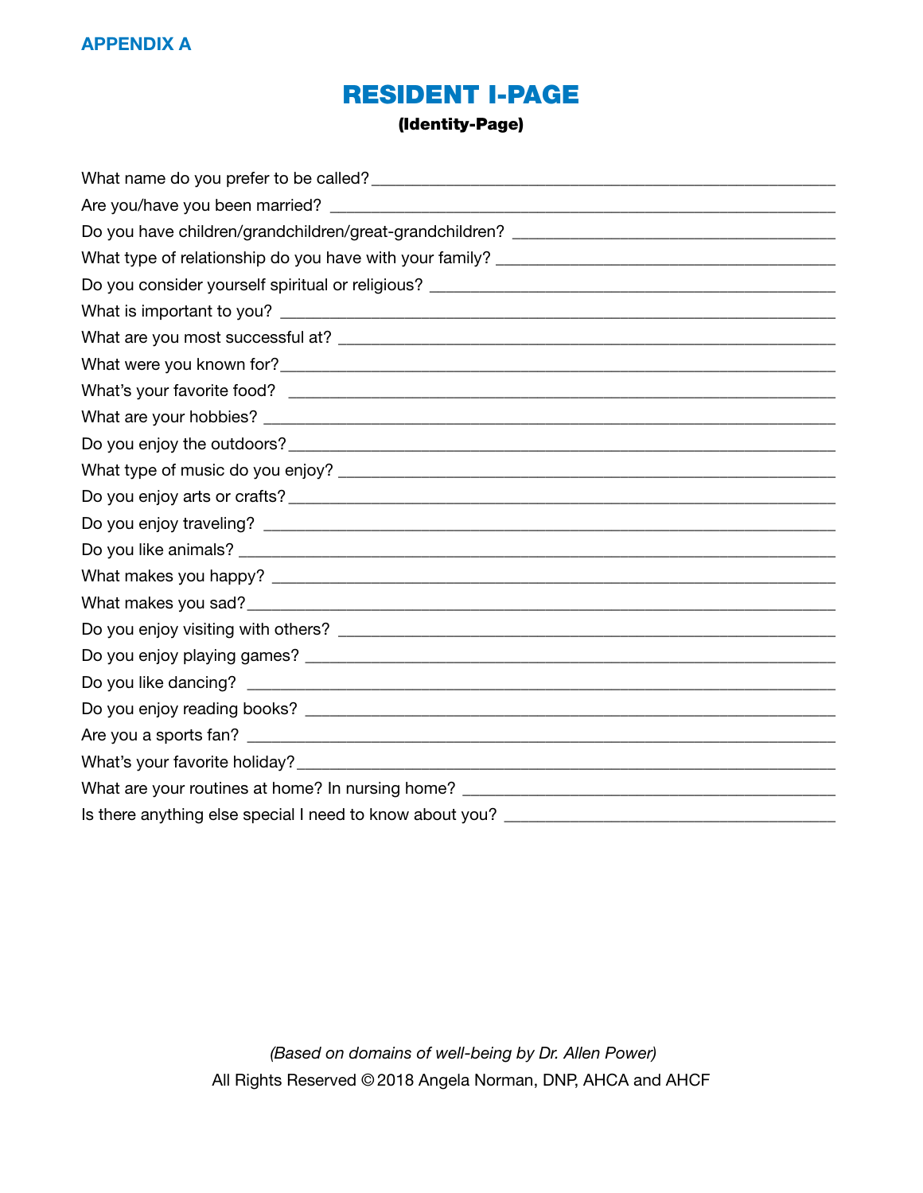**APPENDIX A**

# RESIDENT I-PAGE

**(Identity-Page)**

What name do you prefer to be called? ______________________________

Are you/have you been married? ______________________________

Do you have children/grandchildren/great-grandchildren? ______________________________

What type of relationship do you have with your family? ______________________________

Do you consider yourself spiritual or religious? ______________________________

What is important to you? ______________________________

What are you most successful at? ______________________________

What were you known for? ______________________________

What's your favorite food? ______________________________

What are your hobbies? ______________________________

Do you enjoy the outdoors? ______________________________

What type of music do you enjoy? ______________________________

Do you enjoy arts or crafts? ______________________________

Do you enjoy traveling? ______________________________

Do you like animals? ______________________________

What makes you happy? ______________________________

What makes you sad? ______________________________

Do you enjoy visiting with others? ______________________________

Do you enjoy playing games? ______________________________

Do you like dancing? ______________________________

Do you enjoy reading books? ______________________________

Are you a sports fan? ______________________________

What's your favorite holiday? ______________________________

What are your routines at home? In nursing home? ______________________________

Is there anything else special I need to know about you? ______________________________

*(Based on domains of well-being by Dr. Allen Power)*

All Rights Reserved © 2018 Angela Norman, DNP, AHCA and AHCF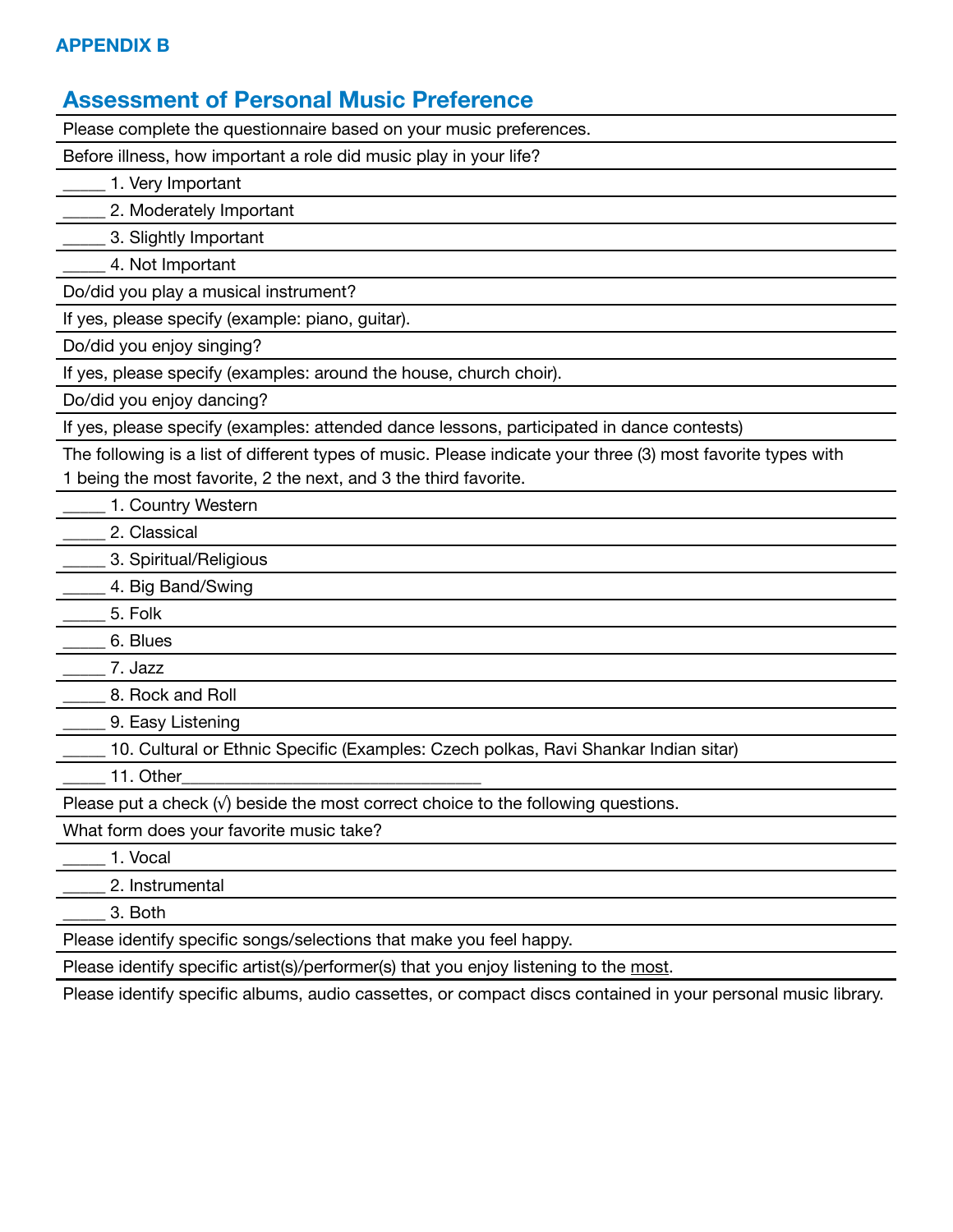**APPENDIX B**

## Assessment of Personal Music Preference

Please complete the questionnaire based on your music preferences.

Before illness, how important a role did music play in your life?

_____ 1. Very Important

_____ 2. Moderately Important

_____ 3. Slightly Important

_____ 4. Not Important

Do/did you play a musical instrument?

If yes, please specify (example: piano, guitar).

Do/did you enjoy singing?

If yes, please specify (examples: around the house, church choir).

Do/did you enjoy dancing?

If yes, please specify (examples: attended dance lessons, participated in dance contests)

The following is a list of different types of music. Please indicate your three (3) most favorite types with 1 being the most favorite, 2 the next, and 3 the third favorite.

_____ 1. Country Western

_____ 2. Classical

_____ 3. Spiritual/Religious

_____ 4. Big Band/Swing

_____ 5. Folk

_____ 6. Blues

_____ 7. Jazz

_____ 8. Rock and Roll

_____ 9. Easy Listening

_____ 10. Cultural or Ethnic Specific (Examples: Czech polkas, Ravi Shankar Indian sitar)

_____ 11. Other_______________________________

Please put a check (√) beside the most correct choice to the following questions.

What form does your favorite music take?

_____ 1. Vocal

_____ 2. Instrumental

_____ 3. Both

Please identify specific songs/selections that make you feel happy.

Please identify specific artist(s)/performer(s) that you enjoy listening to the <u>most</u>.

Please identify specific albums, audio cassettes, or compact discs contained in your personal music library.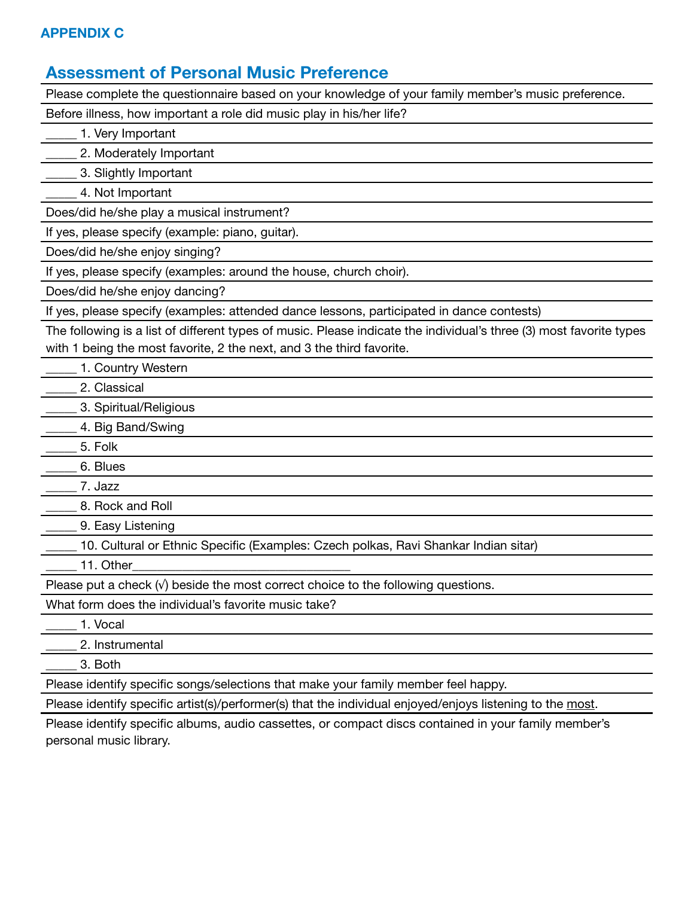**APPENDIX C**

## Assessment of Personal Music Preference

Please complete the questionnaire based on your knowledge of your family member's music preference.

Before illness, how important a role did music play in his/her life?

_____ 1. Very Important

_____ 2. Moderately Important

_____ 3. Slightly Important

_____ 4. Not Important

Does/did he/she play a musical instrument?

If yes, please specify (example: piano, guitar).

Does/did he/she enjoy singing?

If yes, please specify (examples: around the house, church choir).

Does/did he/she enjoy dancing?

If yes, please specify (examples: attended dance lessons, participated in dance contests)

The following is a list of different types of music. Please indicate the individual's three (3) most favorite types with 1 being the most favorite, 2 the next, and 3 the third favorite.

_____ 1. Country Western

_____ 2. Classical

_____ 3. Spiritual/Religious

_____ 4. Big Band/Swing

_____ 5. Folk

_____ 6. Blues

_____ 7. Jazz

_____ 8. Rock and Roll

_____ 9. Easy Listening

_____ 10. Cultural or Ethnic Specific (Examples: Czech polkas, Ravi Shankar Indian sitar)

_____ 11. Other_________________________________

Please put a check (√) beside the most correct choice to the following questions.

What form does the individual's favorite music take?

_____ 1. Vocal

_____ 2. Instrumental

_____ 3. Both

Please identify specific songs/selections that make your family member feel happy.

Please identify specific artist(s)/performer(s) that the individual enjoyed/enjoys listening to the most.

Please identify specific albums, audio cassettes, or compact discs contained in your family member's personal music library.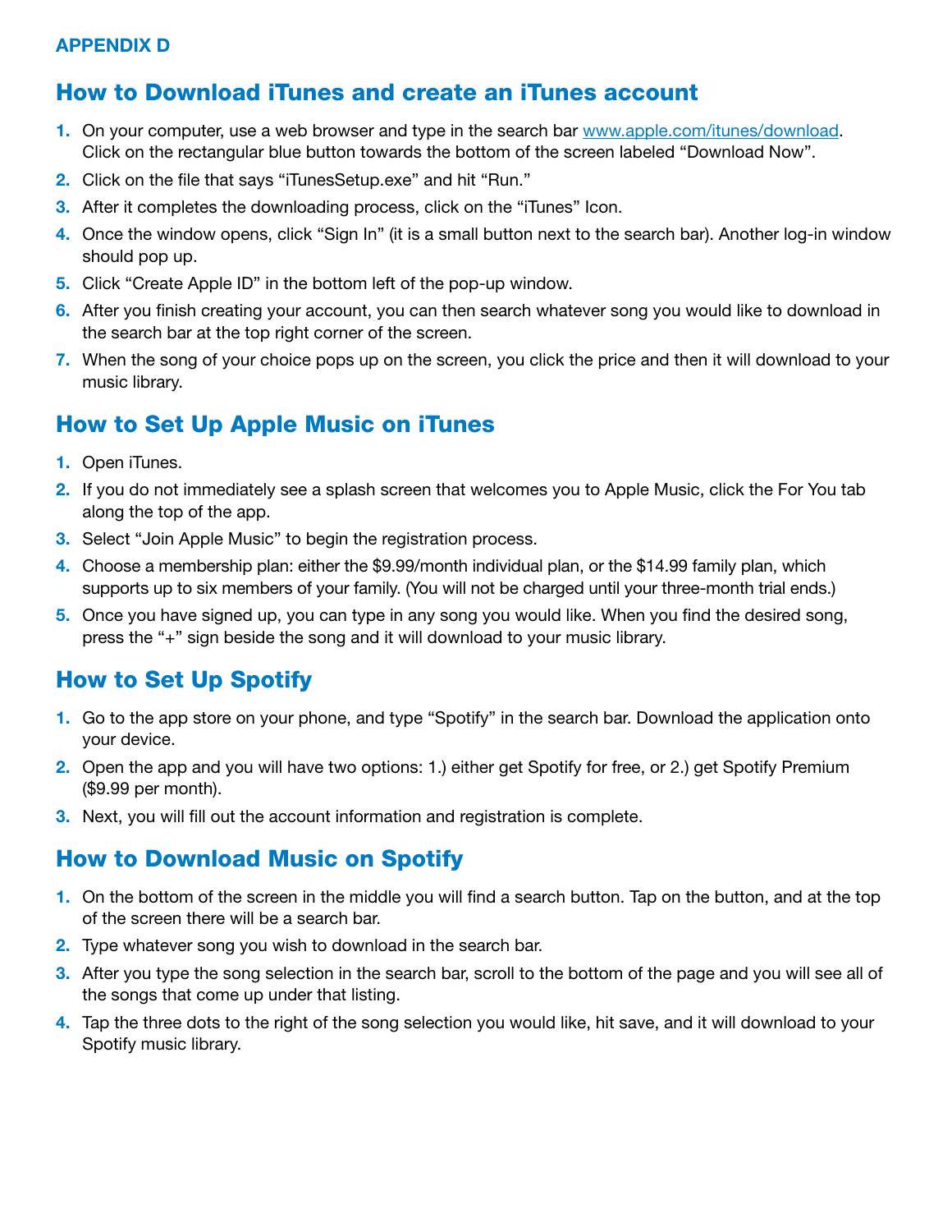**APPENDIX D**

## How to Download iTunes and create an iTunes account

1. On your computer, use a web browser and type in the search bar www.apple.com/itunes/download. Click on the rectangular blue button towards the bottom of the screen labeled "Download Now".
2. Click on the file that says "iTunesSetup.exe" and hit "Run."
3. After it completes the downloading process, click on the "iTunes" Icon.
4. Once the window opens, click "Sign In" (it is a small button next to the search bar). Another log-in window should pop up.
5. Click "Create Apple ID" in the bottom left of the pop-up window.
6. After you finish creating your account, you can then search whatever song you would like to download in the search bar at the top right corner of the screen.
7. When the song of your choice pops up on the screen, you click the price and then it will download to your music library.

## How to Set Up Apple Music on iTunes

1. Open iTunes.
2. If you do not immediately see a splash screen that welcomes you to Apple Music, click the For You tab along the top of the app.
3. Select "Join Apple Music" to begin the registration process.
4. Choose a membership plan: either the $9.99/month individual plan, or the $14.99 family plan, which supports up to six members of your family. (You will not be charged until your three-month trial ends.)
5. Once you have signed up, you can type in any song you would like. When you find the desired song, press the "+" sign beside the song and it will download to your music library.

## How to Set Up Spotify

1. Go to the app store on your phone, and type "Spotify" in the search bar. Download the application onto your device.
2. Open the app and you will have two options: 1.) either get Spotify for free, or 2.) get Spotify Premium ($9.99 per month).
3. Next, you will fill out the account information and registration is complete.

## How to Download Music on Spotify

1. On the bottom of the screen in the middle you will find a search button. Tap on the button, and at the top of the screen there will be a search bar.
2. Type whatever song you wish to download in the search bar.
3. After you type the song selection in the search bar, scroll to the bottom of the page and you will see all of the songs that come up under that listing.
4. Tap the three dots to the right of the song selection you would like, hit save, and it will download to your Spotify music library.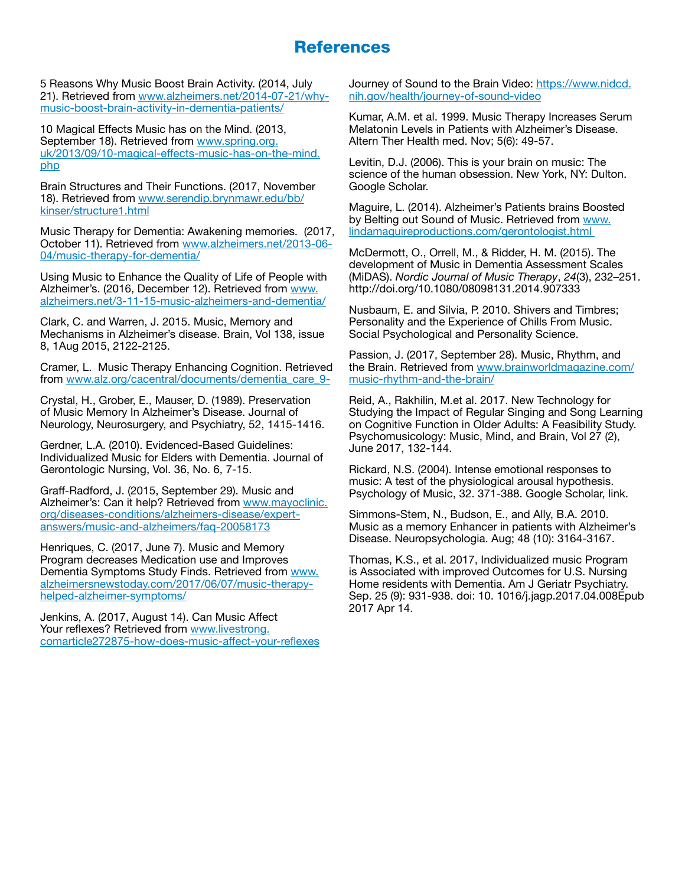# References

5 Reasons Why Music Boost Brain Activity. (2014, July 21). Retrieved from www.alzheimers.net/2014-07-21/why-music-boost-brain-activity-in-dementia-patients/

10 Magical Effects Music has on the Mind. (2013, September 18). Retrieved from www.spring.org.uk/2013/09/10-magical-effects-music-has-on-the-mind.php

Brain Structures and Their Functions. (2017, November 18). Retrieved from www.serendip.brynmawr.edu/bb/kinser/structure1.html

Music Therapy for Dementia: Awakening memories. (2017, October 11). Retrieved from www.alzheimers.net/2013-06-04/music-therapy-for-dementia/

Using Music to Enhance the Quality of Life of People with Alzheimer's. (2016, December 12). Retrieved from www.alzheimers.net/3-11-15-music-alzheimers-and-dementia/

Clark, C. and Warren, J. 2015. Music, Memory and Mechanisms in Alzheimer's disease. Brain, Vol 138, issue 8, 1Aug 2015, 2122-2125.

Cramer, L. Music Therapy Enhancing Cognition. Retrieved from www.alz.org/cacentral/documents/dementia_care_9-

Crystal, H., Grober, E., Mauser, D. (1989). Preservation of Music Memory In Alzheimer's Disease. Journal of Neurology, Neurosurgery, and Psychiatry, 52, 1415-1416.

Gerdner, L.A. (2010). Evidenced-Based Guidelines: Individualized Music for Elders with Dementia. Journal of Gerontologic Nursing, Vol. 36, No. 6, 7-15.

Graff-Radford, J. (2015, September 29). Music and Alzheimer's: Can it help? Retrieved from www.mayoclinic.org/diseases-conditions/alzheimers-disease/expert-answers/music-and-alzheimers/faq-20058173

Henriques, C. (2017, June 7). Music and Memory Program decreases Medication use and Improves Dementia Symptoms Study Finds. Retrieved from www.alzheimersnewstoday.com/2017/06/07/music-therapy-helped-alzheimer-symptoms/

Jenkins, A. (2017, August 14). Can Music Affect Your reflexes? Retrieved from www.livestrong.comarticle272875-how-does-music-affect-your-reflexes

Journey of Sound to the Brain Video: https://www.nidcd.nih.gov/health/journey-of-sound-video

Kumar, A.M. et al. 1999. Music Therapy Increases Serum Melatonin Levels in Patients with Alzheimer's Disease. Altern Ther Health med. Nov; 5(6): 49-57.

Levitin, D.J. (2006). This is your brain on music: The science of the human obsession. New York, NY: Dulton. Google Scholar.

Maguire, L. (2014). Alzheimer's Patients brains Boosted by Belting out Sound of Music. Retrieved from www.lindamaguireproductions.com/gerontologist.html

McDermott, O., Orrell, M., & Ridder, H. M. (2015). The development of Music in Dementia Assessment Scales (MiDAS). *Nordic Journal of Music Therapy*, *24*(3), 232–251. http://doi.org/10.1080/08098131.2014.907333

Nusbaum, E. and Silvia, P. 2010. Shivers and Timbres; Personality and the Experience of Chills From Music. Social Psychological and Personality Science.

Passion, J. (2017, September 28). Music, Rhythm, and the Brain. Retrieved from www.brainworldmagazine.com/music-rhythm-and-the-brain/

Reid, A., Rakhilin, M.et al. 2017. New Technology for Studying the Impact of Regular Singing and Song Learning on Cognitive Function in Older Adults: A Feasibility Study. Psychomusicology: Music, Mind, and Brain, Vol 27 (2), June 2017, 132-144.

Rickard, N.S. (2004). Intense emotional responses to music: A test of the physiological arousal hypothesis. Psychology of Music, 32. 371-388. Google Scholar, link.

Simmons-Stem, N., Budson, E., and Ally, B.A. 2010. Music as a memory Enhancer in patients with Alzheimer's Disease. Neuropsychologia. Aug; 48 (10): 3164-3167.

Thomas, K.S., et al. 2017, Individualized music Program is Associated with improved Outcomes for U.S. Nursing Home residents with Dementia. Am J Geriatr Psychiatry. Sep. 25 (9): 931-938. doi: 10. 1016/j.jagp.2017.04.008Epub 2017 Apr 14.